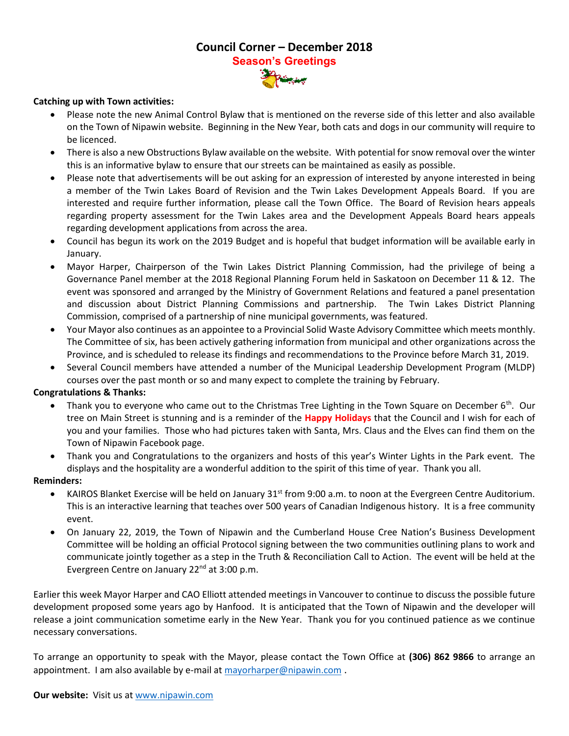# Council Corner – December 2018

## Season's Greetings

**Catching up with Town activities:**

- Please note the new Animal Control Bylaw that is mentioned on the reverse side of this letter and also available on the Town of Nipawin website. Beginning in the New Year, both cats and dogs in our community will require to be licenced.
- There is also a new Obstructions Bylaw available on the website. With potential for snow removal over the winter this is an informative bylaw to ensure that our streets can be maintained as easily as possible.
- Please note that advertisements will be out asking for an expression of interested by anyone interested in being a member of the Twin Lakes Board of Revision and the Twin Lakes Development Appeals Board. If you are interested and require further information, please call the Town Office. The Board of Revision hears appeals regarding property assessment for the Twin Lakes area and the Development Appeals Board hears appeals regarding development applications from across the area.
- Council has begun its work on the 2019 Budget and is hopeful that budget information will be available early in January.
- Mayor Harper, Chairperson of the Twin Lakes District Planning Commission, had the privilege of being a Governance Panel member at the 2018 Regional Planning Forum held in Saskatoon on December 11 & 12. The event was sponsored and arranged by the Ministry of Government Relations and featured a panel presentation and discussion about District Planning Commissions and partnership. The Twin Lakes District Planning Commission, comprised of a partnership of nine municipal governments, was featured.
- Your Mayor also continues as an appointee to a Provincial Solid Waste Advisory Committee which meets monthly. The Committee of six, has been actively gathering information from municipal and other organizations across the Province, and is scheduled to release its findings and recommendations to the Province before March 31, 2019.
- Several Council members have attended a number of the Municipal Leadership Development Program (MLDP) courses over the past month or so and many expect to complete the training by February.

**Congratulations & Thanks:**

- Thank you to everyone who came out to the Christmas Tree Lighting in the Town Square on December 6th. Our tree on Main Street is stunning and is a reminder of the **Happy Holidays** that the Council and I wish for each of you and your families. Those who had pictures taken with Santa, Mrs. Claus and the Elves can find them on the Town of Nipawin Facebook page.
- Thank you and Congratulations to the organizers and hosts of this year's Winter Lights in the Park event. The displays and the hospitality are a wonderful addition to the spirit of this time of year. Thank you all.

**Reminders:**

- KAIROS Blanket Exercise will be held on January 31st from 9:00 a.m. to noon at the Evergreen Centre Auditorium. This is an interactive learning that teaches over 500 years of Canadian Indigenous history. It is a free community event.
- On January 22, 2019, the Town of Nipawin and the Cumberland House Cree Nation's Business Development Committee will be holding an official Protocol signing between the two communities outlining plans to work and communicate jointly together as a step in the Truth & Reconciliation Call to Action. The event will be held at the Evergreen Centre on January 22nd at 3:00 p.m.

Earlier this week Mayor Harper and CAO Elliott attended meetings in Vancouver to continue to discuss the possible future development proposed some years ago by Hanfood. It is anticipated that the Town of Nipawin and the developer will release a joint communication sometime early in the New Year. Thank you for you continued patience as we continue necessary conversations.

To arrange an opportunity to speak with the Mayor, please contact the Town Office at **(306) 862 9866** to arrange an appointment. I am also available by e-mail at mayorharper@nipawin.com .

**Our website:** Visit us at www.nipawin.com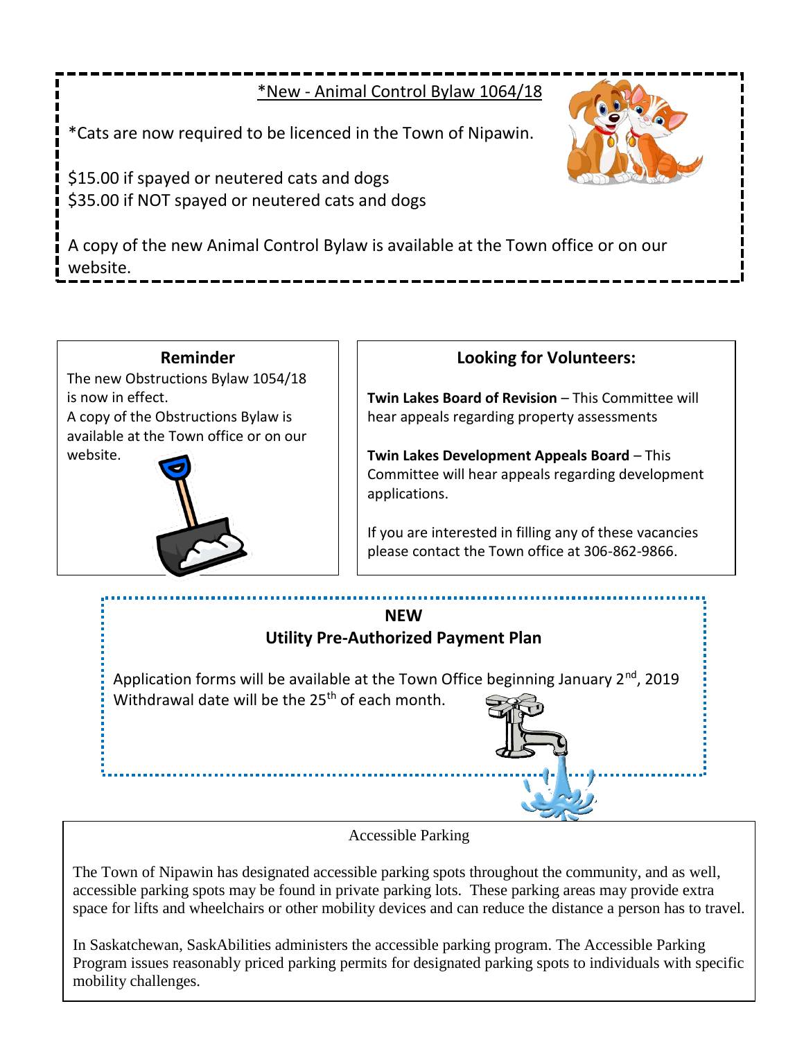## *New - Animal Control Bylaw 1064/18

*Cats are now required to be licenced in the Town of Nipawin.

$15.00 if spayed or neutered cats and dogs
$35.00 if NOT spayed or neutered cats and dogs

A copy of the new Animal Control Bylaw is available at the Town office or on our website.

## Reminder

The new Obstructions Bylaw 1054/18 is now in effect.
A copy of the Obstructions Bylaw is available at the Town office or on our website.

## Looking for Volunteers:

**Twin Lakes Board of Revision** – This Committee will hear appeals regarding property assessments

**Twin Lakes Development Appeals Board** – This Committee will hear appeals regarding development applications.

If you are interested in filling any of these vacancies please contact the Town office at 306-862-9866.

## NEW
## Utility Pre-Authorized Payment Plan

Application forms will be available at the Town Office beginning January 2nd, 2019
Withdrawal date will be the 25th of each month.

## Accessible Parking

The Town of Nipawin has designated accessible parking spots throughout the community, and as well, accessible parking spots may be found in private parking lots. These parking areas may provide extra space for lifts and wheelchairs or other mobility devices and can reduce the distance a person has to travel.

In Saskatchewan, SaskAbilities administers the accessible parking program. The Accessible Parking Program issues reasonably priced parking permits for designated parking spots to individuals with specific mobility challenges.